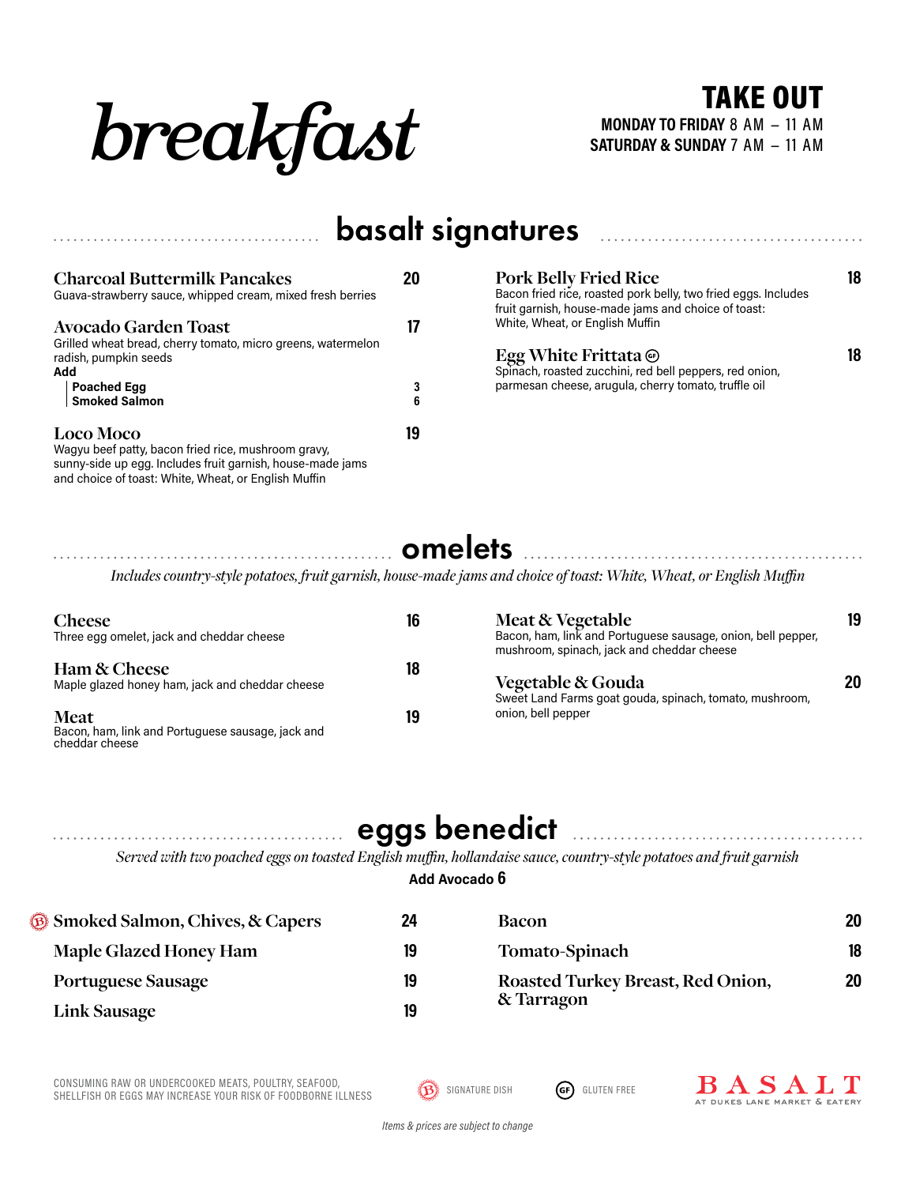# breakfast

**TAKE OUT**
**MONDAY TO FRIDAY** 8 AM – 11 AM
**SATURDAY & SUNDAY** 7 AM – 11 AM

## basalt signatures

**Charcoal Buttermilk Pancakes** 20
Guava-strawberry sauce, whipped cream, mixed fresh berries

**Avocado Garden Toast** 17
Grilled wheat bread, cherry tomato, micro greens, watermelon radish, pumpkin seeds
**Add**
- **Poached Egg** 3
- **Smoked Salmon** 6

**Loco Moco** 19
Wagyu beef patty, bacon fried rice, mushroom gravy, sunny-side up egg. Includes fruit garnish, house-made jams and choice of toast: White, Wheat, or English Muffin

**Pork Belly Fried Rice** 18
Bacon fried rice, roasted pork belly, two fried eggs. Includes fruit garnish, house-made jams and choice of toast: White, Wheat, or English Muffin

**Egg White Frittata** (GF) 18
Spinach, roasted zucchini, red bell peppers, red onion, parmesan cheese, arugula, cherry tomato, truffle oil

## omelets

*Includes country-style potatoes, fruit garnish, house-made jams and choice of toast: White, Wheat, or English Muffin*

**Cheese** 16
Three egg omelet, jack and cheddar cheese

**Ham & Cheese** 18
Maple glazed honey ham, jack and cheddar cheese

**Meat** 19
Bacon, ham, link and Portuguese sausage, jack and cheddar cheese

**Meat & Vegetable** 19
Bacon, ham, link and Portuguese sausage, onion, bell pepper, mushroom, spinach, jack and cheddar cheese

**Vegetable & Gouda** 20
Sweet Land Farms goat gouda, spinach, tomato, mushroom, onion, bell pepper

## eggs benedict

*Served with two poached eggs on toasted English muffin, hollandaise sauce, country-style potatoes and fruit garnish*

**Add Avocado 6**

- (B) **Smoked Salmon, Chives, & Capers** 24
- **Maple Glazed Honey Ham** 19
- **Portuguese Sausage** 19
- **Link Sausage** 19
- **Bacon** 20
- **Tomato-Spinach** 18
- **Roasted Turkey Breast, Red Onion, & Tarragon** 20

CONSUMING RAW OR UNDERCOOKED MEATS, POULTRY, SEAFOOD, SHELLFISH OR EGGS MAY INCREASE YOUR RISK OF FOODBORNE ILLNESS

(B) SIGNATURE DISH (GF) GLUTEN FREE

BASALT AT DUKES LANE MARKET & EATERY

*Items & prices are subject to change*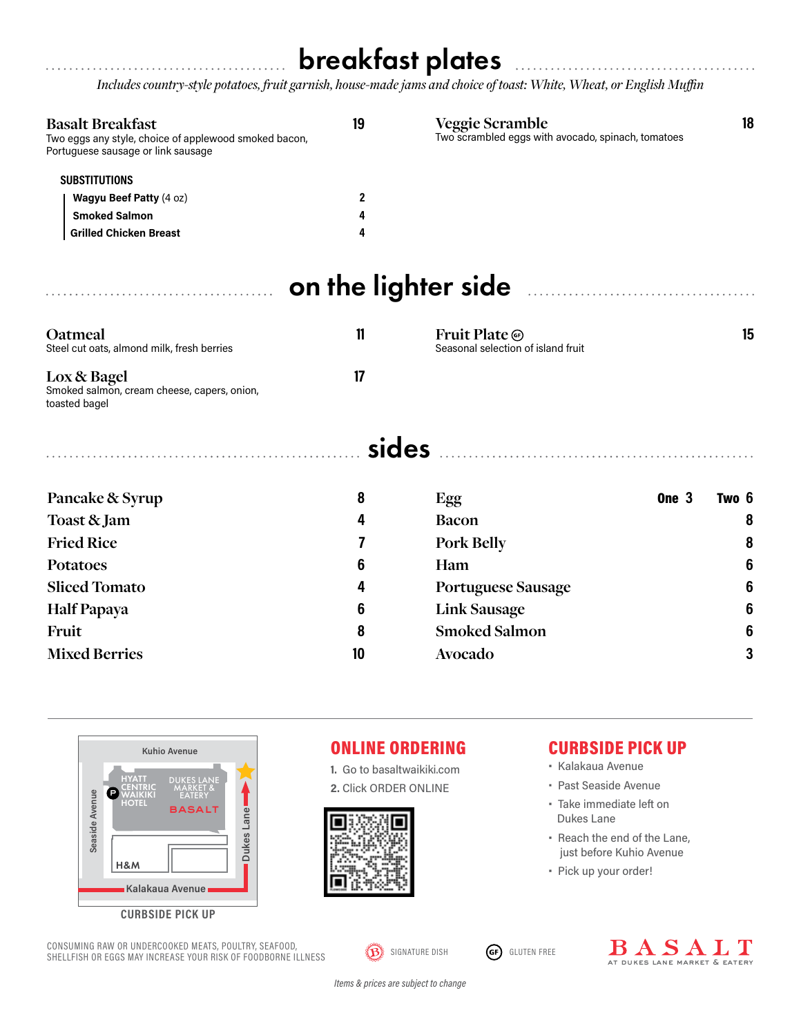## breakfast plates

*Includes country-style potatoes, fruit garnish, house-made jams and choice of toast: White, Wheat, or English Muffin*

**Basalt Breakfast** 19
Two eggs any style, choice of applewood smoked bacon, Portuguese sausage or link sausage

**SUBSTITUTIONS**

| | |
|---|---|
| **Wagyu Beef Patty** (4 oz) | 2 |
| **Smoked Salmon** | 4 |
| **Grilled Chicken Breast** | 4 |

**Veggie Scramble** 18
Two scrambled eggs with avocado, spinach, tomatoes

## on the lighter side

**Oatmeal** 11
Steel cut oats, almond milk, fresh berries

**Lox & Bagel** 17
Smoked salmon, cream cheese, capers, onion, toasted bagel

**Fruit Plate** (GF) 15
Seasonal selection of island fruit

## sides

| | |
|---|---|
| **Pancake & Syrup** | 8 |
| **Toast & Jam** | 4 |
| **Fried Rice** | 7 |
| **Potatoes** | 6 |
| **Sliced Tomato** | 4 |
| **Half Papaya** | 6 |
| **Fruit** | 8 |
| **Mixed Berries** | 10 |
| **Egg** | One 3 / Two 6 |
| **Bacon** | 8 |
| **Pork Belly** | 8 |
| **Ham** | 6 |
| **Portuguese Sausage** | 6 |
| **Link Sausage** | 6 |
| **Smoked Salmon** | 6 |
| **Avocado** | 3 |

Kuhio Avenue
Seaside Avenue
HYATT CENTRIC WAIKIKI HOTEL
DUKES LANE MARKET & EATERY
BASALT
H&M
Dukes Lane
Kalakaua Avenue

CURBSIDE PICK UP

## ONLINE ORDERING

1. Go to basaltwaikiki.com
2. Click ORDER ONLINE

## CURBSIDE PICK UP

- Kalakaua Avenue
- Past Seaside Avenue
- Take immediate left on Dukes Lane
- Reach the end of the Lane, just before Kuhio Avenue
- Pick up your order!

CONSUMING RAW OR UNDERCOOKED MEATS, POULTRY, SEAFOOD, SHELLFISH OR EGGS MAY INCREASE YOUR RISK OF FOODBORNE ILLNESS

(B) SIGNATURE DISH (GF) GLUTEN FREE

BASALT AT DUKES LANE MARKET & EATERY

*Items & prices are subject to change*